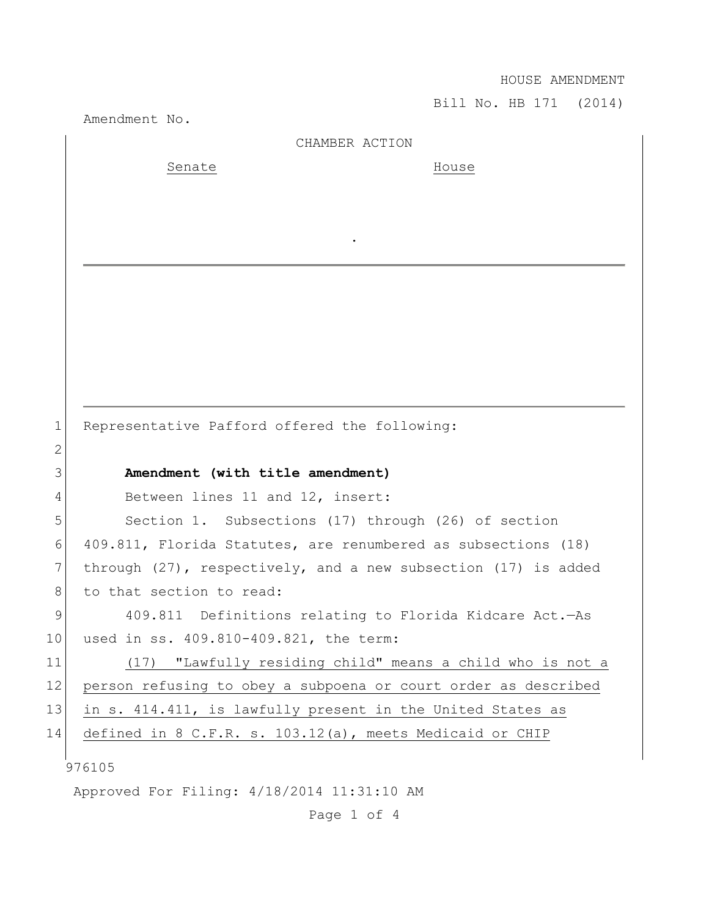HOUSE AMENDMENT

Bill No. HB 171 (2014)

Amendment No.

CHAMBER ACTION

Senate | House

.

---

Representative Pafford offered the following:

**Amendment (with title amendment)**

Between lines 11 and 12, insert:

Section 1. Subsections (17) through (26) of section 409.811, Florida Statutes, are renumbered as subsections (18) through (27), respectively, and a new subsection (17) is added to that section to read:

409.811 Definitions relating to Florida Kidcare Act.—As used in ss. 409.810-409.821, the term:

(17) "Lawfully residing child" means a child who is not a person refusing to obey a subpoena or court order as described in s. 414.411, is lawfully present in the United States as defined in 8 C.F.R. s. 103.12(a), meets Medicaid or CHIP

976105

Approved For Filing: 4/18/2014 11:31:10 AM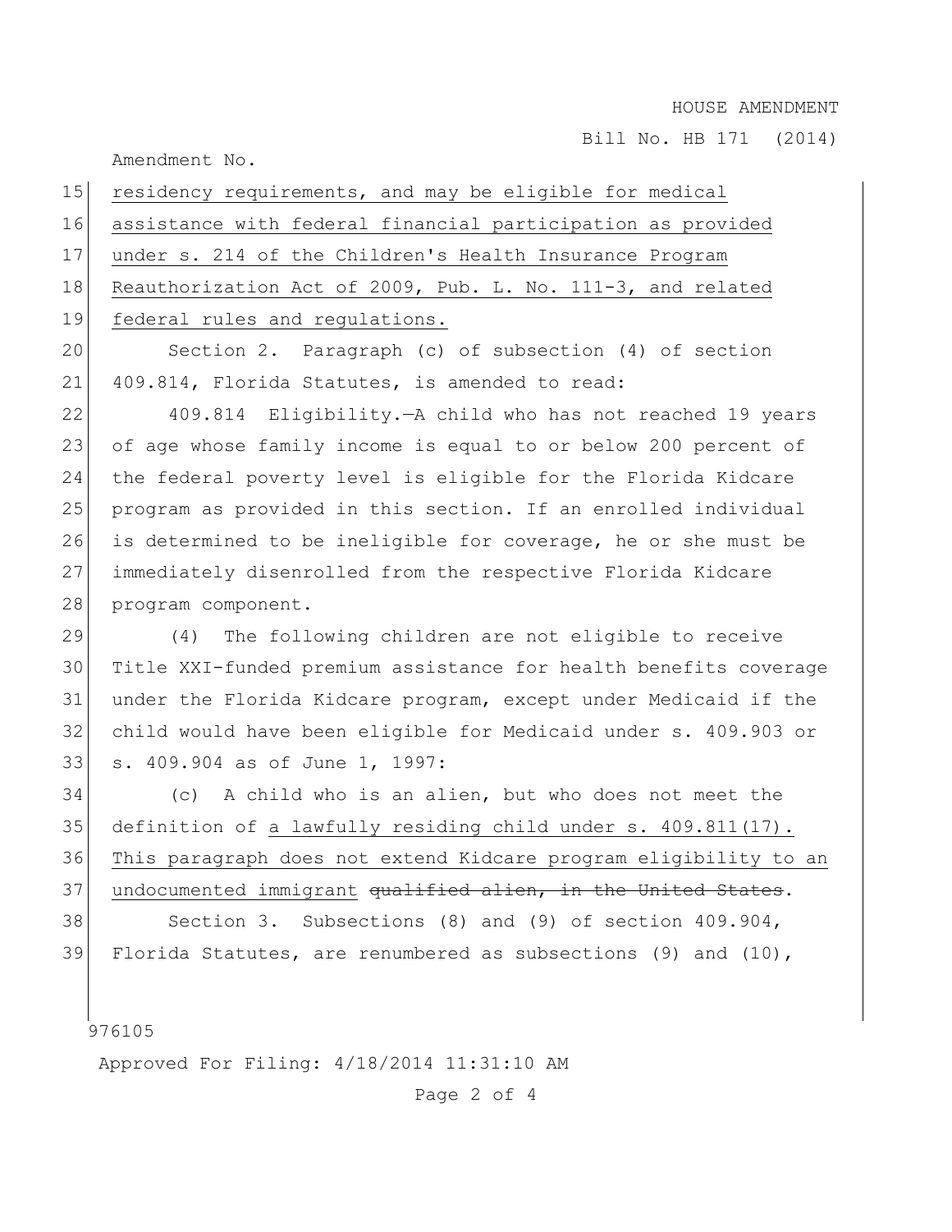residency requirements, and may be eligible for medical assistance with federal financial participation as provided under s. 214 of the Children's Health Insurance Program Reauthorization Act of 2009, Pub. L. No. 111-3, and related federal rules and regulations.

Section 2. Paragraph (c) of subsection (4) of section 409.814, Florida Statutes, is amended to read:

409.814 Eligibility.—A child who has not reached 19 years of age whose family income is equal to or below 200 percent of the federal poverty level is eligible for the Florida Kidcare program as provided in this section. If an enrolled individual is determined to be ineligible for coverage, he or she must be immediately disenrolled from the respective Florida Kidcare program component.

(4) The following children are not eligible to receive Title XXI-funded premium assistance for health benefits coverage under the Florida Kidcare program, except under Medicaid if the child would have been eligible for Medicaid under s. 409.903 or s. 409.904 as of June 1, 1997:

(c) A child who is an alien, but who does not meet the definition of a lawfully residing child under s. 409.811(17). This paragraph does not extend Kidcare program eligibility to an undocumented immigrant ~~qualified alien, in the United States~~.

Section 3. Subsections (8) and (9) of section 409.904, Florida Statutes, are renumbered as subsections (9) and (10),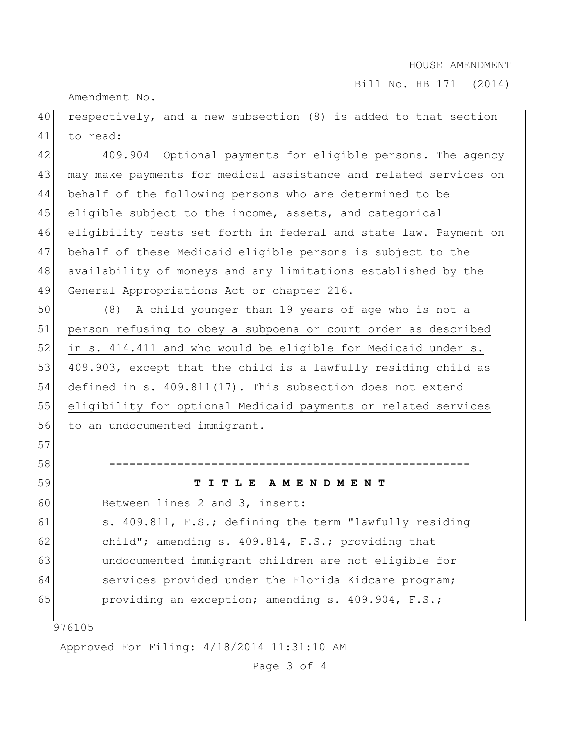respectively, and a new subsection (8) is added to that section to read:

409.904 Optional payments for eligible persons.—The agency may make payments for medical assistance and related services on behalf of the following persons who are determined to be eligible subject to the income, assets, and categorical eligibility tests set forth in federal and state law. Payment on behalf of these Medicaid eligible persons is subject to the availability of moneys and any limitations established by the General Appropriations Act or chapter 216.

(8) A child younger than 19 years of age who is not a person refusing to obey a subpoena or court order as described in s. 414.411 and who would be eligible for Medicaid under s. 409.903, except that the child is a lawfully residing child as defined in s. 409.811(17). This subsection does not extend eligibility for optional Medicaid payments or related services to an undocumented immigrant.

-----------------------------------------------------

**T I T L E A M E N D M E N T**

Between lines 2 and 3, insert:

s. 409.811, F.S.; defining the term "lawfully residing child"; amending s. 409.814, F.S.; providing that undocumented immigrant children are not eligible for services provided under the Florida Kidcare program; providing an exception; amending s. 409.904, F.S.;

976105

Approved For Filing: 4/18/2014 11:31:10 AM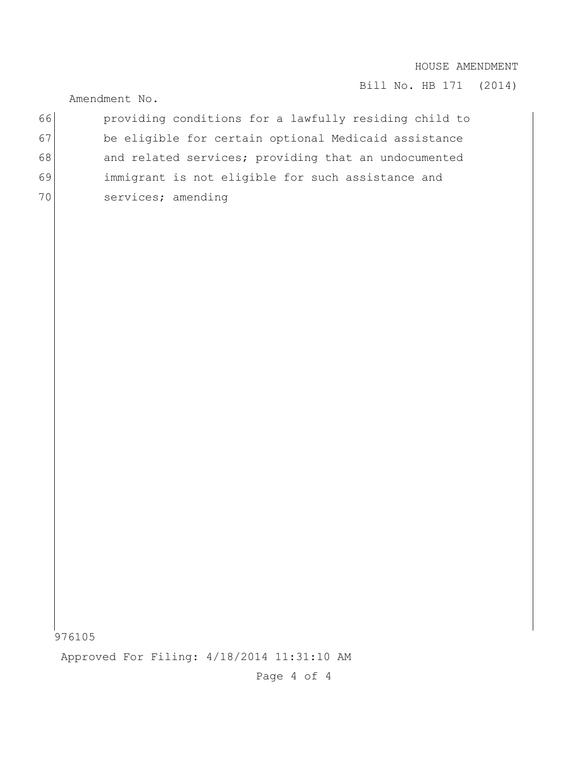66 providing conditions for a lawfully residing child to
67 be eligible for certain optional Medicaid assistance
68 and related services; providing that an undocumented
69 immigrant is not eligible for such assistance and
70 services; amending

976105

Approved For Filing: 4/18/2014 11:31:10 AM